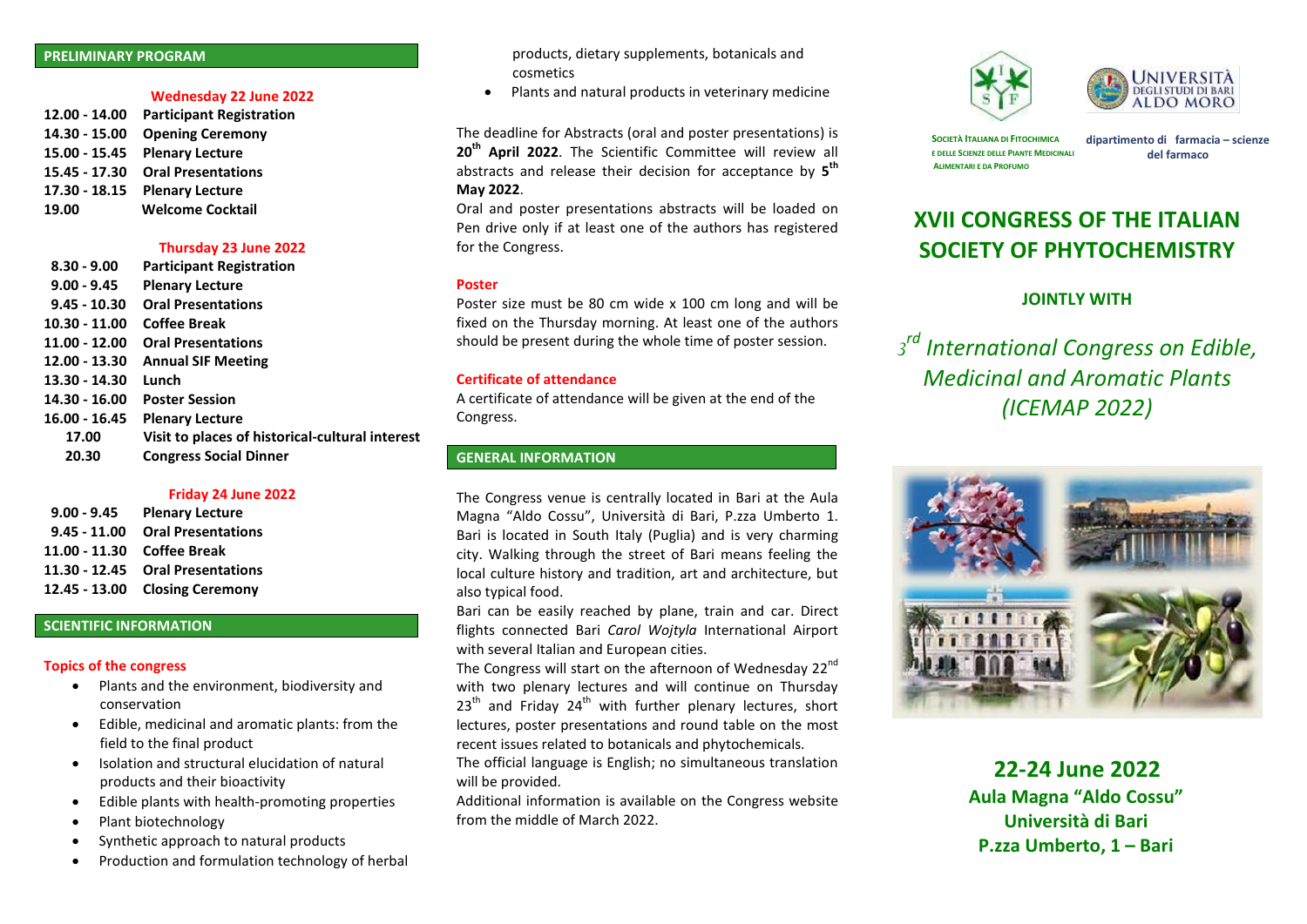## PRELIMINARY PROGRAM

### Wednesday 22 June 2022

| | |
|---|---|
| **12.00 - 14.00** | **Participant Registration** |
| **14.30 - 15.00** | **Opening Ceremony** |
| **15.00 - 15.45** | **Plenary Lecture** |
| **15.45 - 17.30** | **Oral Presentations** |
| **17.30 - 18.15** | **Plenary Lecture** |
| **19.00** | **Welcome Cocktail** |

### Thursday 23 June 2022

| | |
|---|---|
| **8.30 - 9.00** | **Participant Registration** |
| **9.00 - 9.45** | **Plenary Lecture** |
| **9.45 - 10.30** | **Oral Presentations** |
| **10.30 - 11.00** | **Coffee Break** |
| **11.00 - 12.00** | **Oral Presentations** |
| **12.00 - 13.30** | **Annual SIF Meeting** |
| **13.30 - 14.30** | **Lunch** |
| **14.30 - 16.00** | **Poster Session** |
| **16.00 - 16.45** | **Plenary Lecture** |
| **17.00** | **Visit to places of historical-cultural interest** |
| **20.30** | **Congress Social Dinner** |

### Friday 24 June 2022

| | |
|---|---|
| **9.00 - 9.45** | **Plenary Lecture** |
| **9.45 - 11.00** | **Oral Presentations** |
| **11.00 - 11.30** | **Coffee Break** |
| **11.30 - 12.45** | **Oral Presentations** |
| **12.45 - 13.00** | **Closing Ceremony** |

## SCIENTIFIC INFORMATION

### Topics of the congress

- Plants and the environment, biodiversity and conservation
- Edible, medicinal and aromatic plants: from the field to the final product
- Isolation and structural elucidation of natural products and their bioactivity
- Edible plants with health-promoting properties
- Plant biotechnology
- Synthetic approach to natural products
- Production and formulation technology of herbal products, dietary supplements, botanicals and cosmetics
- Plants and natural products in veterinary medicine

The deadline for Abstracts (oral and poster presentations) is **20th April 2022**. The Scientific Committee will review all abstracts and release their decision for acceptance by **5th May 2022**.

Oral and poster presentations abstracts will be loaded on Pen drive only if at least one of the authors has registered for the Congress.

### Poster

Poster size must be 80 cm wide x 100 cm long and will be fixed on the Thursday morning. At least one of the authors should be present during the whole time of poster session.

### Certificate of attendance

A certificate of attendance will be given at the end of the Congress.

## GENERAL INFORMATION

The Congress venue is centrally located in Bari at the Aula Magna "Aldo Cossu", Università di Bari, P.zza Umberto 1. Bari is located in South Italy (Puglia) and is very charming city. Walking through the street of Bari means feeling the local culture history and tradition, art and architecture, but also typical food.

Bari can be easily reached by plane, train and car. Direct flights connected Bari *Carol Wojtyla* International Airport with several Italian and European cities.

The Congress will start on the afternoon of Wednesday 22nd with two plenary lectures and will continue on Thursday 23th and Friday 24th with further plenary lectures, short lectures, poster presentations and round table on the most recent issues related to botanicals and phytochemicals.

The official language is English; no simultaneous translation will be provided.

Additional information is available on the Congress website from the middle of March 2022.

SOCIETÀ ITALIANA DI FITOCHIMICA E DELLE SCIENZE DELLE PIANTE MEDICINALI ALIMENTARI E DA PROFUMO

UNIVERSITÀ DEGLI STUDI DI BARI ALDO MORO

dipartimento di farmacia – scienze del farmaco

# XVII CONGRESS OF THE ITALIAN SOCIETY OF PHYTOCHEMISTRY

### JOINTLY WITH

## *3rd International Congress on Edible, Medicinal and Aromatic Plants (ICEMAP 2022)*

**22-24 June 2022**
**Aula Magna "Aldo Cossu"**
**Università di Bari**
**P.zza Umberto, 1 – Bari**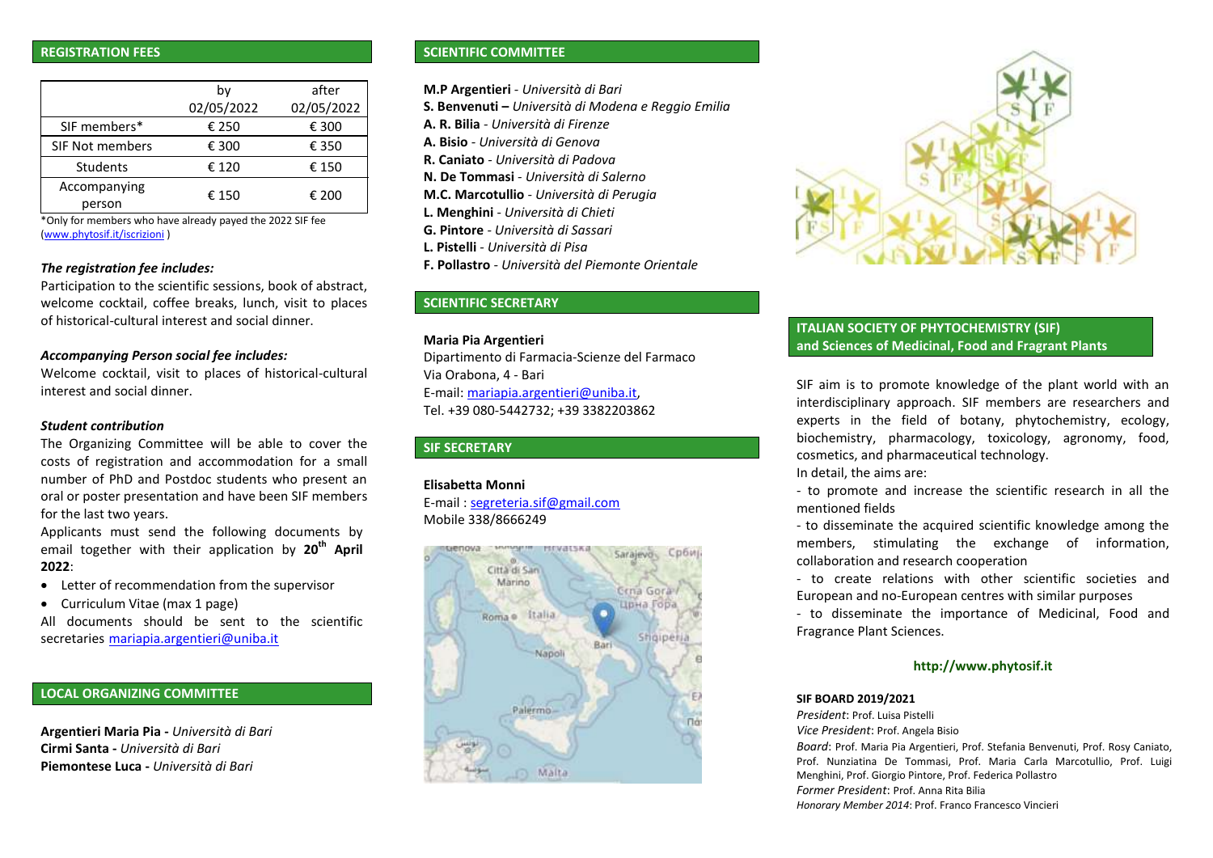## REGISTRATION FEES

| | by 02/05/2022 | after 02/05/2022 |
|---|---|---|
| SIF members* | € 250 | € 300 |
| SIF Not members | € 300 | € 350 |
| Students | € 120 | € 150 |
| Accompanying person | € 150 | € 200 |

*Only for members who have already payed the 2022 SIF fee (www.phytosif.it/iscrizioni )

***The registration fee includes:***

Participation to the scientific sessions, book of abstract, welcome cocktail, coffee breaks, lunch, visit to places of historical-cultural interest and social dinner.

***Accompanying Person social fee includes:***

Welcome cocktail, visit to places of historical-cultural interest and social dinner.

***Student contribution***

The Organizing Committee will be able to cover the costs of registration and accommodation for a small number of PhD and Postdoc students who present an oral or poster presentation and have been SIF members for the last two years.

Applicants must send the following documents by email together with their application by **20th April 2022**:

- Letter of recommendation from the supervisor
- Curriculum Vitae (max 1 page)

All documents should be sent to the scientific secretaries mariapia.argentieri@uniba.it

## LOCAL ORGANIZING COMMITTEE

**Argentieri Maria Pia -** *Università di Bari*
**Cirmi Santa -** *Università di Bari*
**Piemontese Luca -** *Università di Bari*

## SCIENTIFIC COMMITTEE

**M.P Argentieri** - *Università di Bari*
**S. Benvenuti –** *Università di Modena e Reggio Emilia*
**A. R. Bilia** - *Università di Firenze*
**A. Bisio** - *Università di Genova*
**R. Caniato** - *Università di Padova*
**N. De Tommasi** - *Università di Salerno*
**M.C. Marcotullio** - *Università di Perugia*
**L. Menghini** - *Università di Chieti*
**G. Pintore** - *Università di Sassari*
**L. Pistelli** - *Università di Pisa*
**F. Pollastro** - *Università del Piemonte Orientale*

## SCIENTIFIC SECRETARY

**Maria Pia Argentieri**
Dipartimento di Farmacia-Scienze del Farmaco
Via Orabona, 4 - Bari
E-mail: mariapia.argentieri@uniba.it,
Tel. +39 080-5442732; +39 3382203862

## SIF SECRETARY

**Elisabetta Monni**
E-mail : segreteria.sif@gmail.com
Mobile 338/8666249

## ITALIAN SOCIETY OF PHYTOCHEMISTRY (SIF) and Sciences of Medicinal, Food and Fragrant Plants

SIF aim is to promote knowledge of the plant world with an interdisciplinary approach. SIF members are researchers and experts in the field of botany, phytochemistry, ecology, biochemistry, pharmacology, toxicology, agronomy, food, cosmetics, and pharmaceutical technology.
In detail, the aims are:

- to promote and increase the scientific research in all the mentioned fields
- to disseminate the acquired scientific knowledge among the members, stimulating the exchange of information, collaboration and research cooperation
- to create relations with other scientific societies and European and no-European centres with similar purposes
- to disseminate the importance of Medicinal, Food and Fragrance Plant Sciences.

**http://www.phytosif.it**

**SIF BOARD 2019/2021**

*President*: Prof. Luisa Pistelli
*Vice President*: Prof. Angela Bisio
*Board*: Prof. Maria Pia Argentieri, Prof. Stefania Benvenuti, Prof. Rosy Caniato, Prof. Nunziatina De Tommasi, Prof. Maria Carla Marcotullio, Prof. Luigi Menghini, Prof. Giorgio Pintore, Prof. Federica Pollastro
*Former President*: Prof. Anna Rita Bilia
*Honorary Member 2014*: Prof. Franco Francesco Vincieri